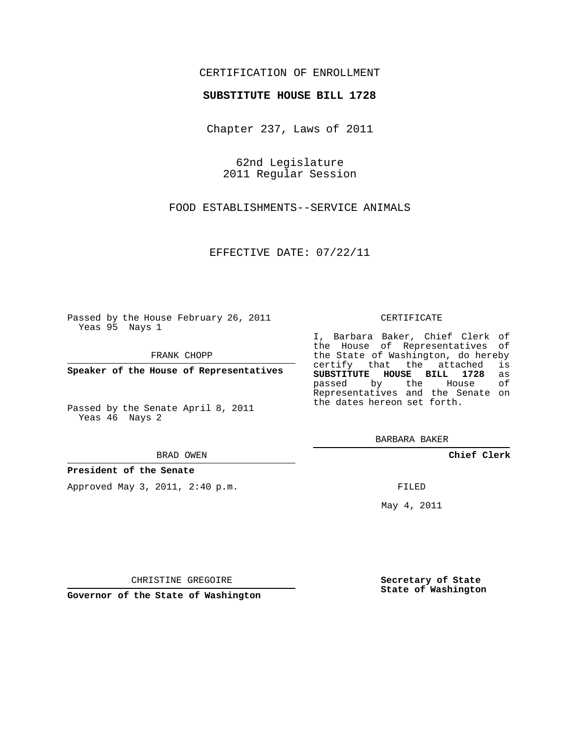CERTIFICATION OF ENROLLMENT

**SUBSTITUTE HOUSE BILL 1728**

Chapter 237, Laws of 2011

62nd Legislature
2011 Regular Session

FOOD ESTABLISHMENTS--SERVICE ANIMALS

EFFECTIVE DATE: 07/22/11

Passed by the House February 26, 2011
Yeas 95 Nays 1

FRANK CHOPP

**Speaker of the House of Representatives**

Passed by the Senate April 8, 2011
Yeas 46 Nays 2

BRAD OWEN

**President of the Senate**

Approved May 3, 2011, 2:40 p.m.

CHRISTINE GREGOIRE

**Governor of the State of Washington**

CERTIFICATE

I, Barbara Baker, Chief Clerk of the House of Representatives of the State of Washington, do hereby certify that the attached is **SUBSTITUTE HOUSE BILL 1728** as passed by the House of Representatives and the Senate on the dates hereon set forth.

BARBARA BAKER

**Chief Clerk**

FILED

May 4, 2011

**Secretary of State**
**State of Washington**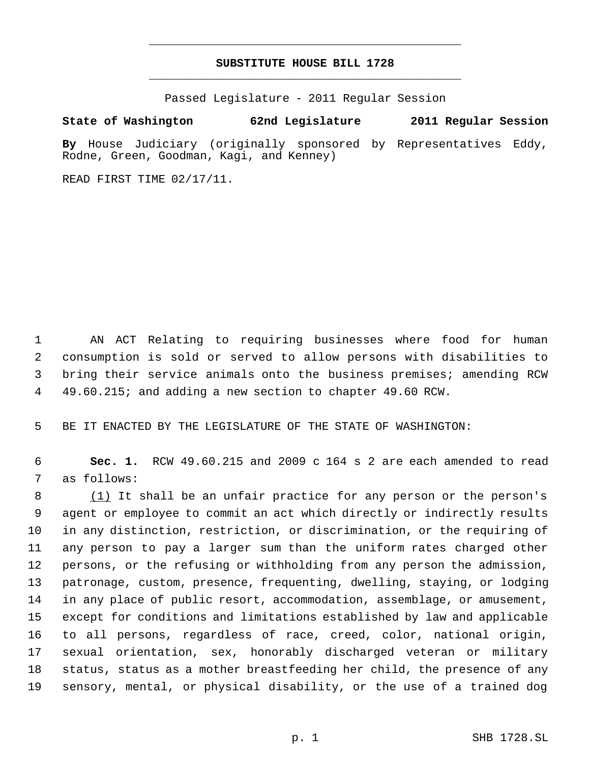# SUBSTITUTE HOUSE BILL 1728

Passed Legislature - 2011 Regular Session

**State of Washington 62nd Legislature 2011 Regular Session**

**By** House Judiciary (originally sponsored by Representatives Eddy, Rodne, Green, Goodman, Kagi, and Kenney)

READ FIRST TIME 02/17/11.

AN ACT Relating to requiring businesses where food for human consumption is sold or served to allow persons with disabilities to bring their service animals onto the business premises; amending RCW 49.60.215; and adding a new section to chapter 49.60 RCW.

BE IT ENACTED BY THE LEGISLATURE OF THE STATE OF WASHINGTON:

**Sec. 1.** RCW 49.60.215 and 2009 c 164 s 2 are each amended to read as follows:

<u>(1)</u> It shall be an unfair practice for any person or the person's agent or employee to commit an act which directly or indirectly results in any distinction, restriction, or discrimination, or the requiring of any person to pay a larger sum than the uniform rates charged other persons, or the refusing or withholding from any person the admission, patronage, custom, presence, frequenting, dwelling, staying, or lodging in any place of public resort, accommodation, assemblage, or amusement, except for conditions and limitations established by law and applicable to all persons, regardless of race, creed, color, national origin, sexual orientation, sex, honorably discharged veteran or military status, status as a mother breastfeeding her child, the presence of any sensory, mental, or physical disability, or the use of a trained dog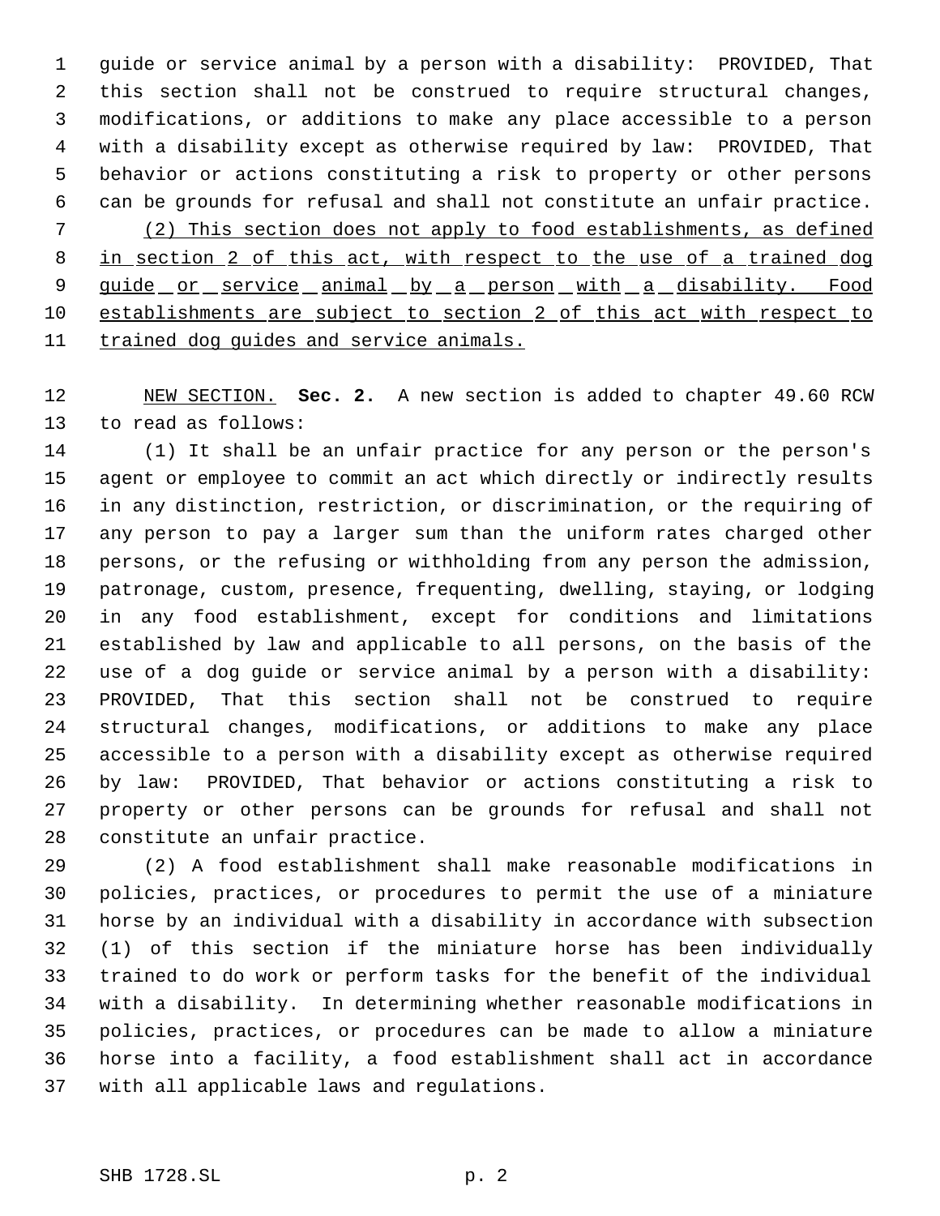guide or service animal by a person with a disability: PROVIDED, That this section shall not be construed to require structural changes, modifications, or additions to make any place accessible to a person with a disability except as otherwise required by law: PROVIDED, That behavior or actions constituting a risk to property or other persons can be grounds for refusal and shall not constitute an unfair practice.

<u>(2) This section does not apply to food establishments, as defined in section 2 of this act, with respect to the use of a trained dog guide or service animal by a person with a disability. Food establishments are subject to section 2 of this act with respect to trained dog guides and service animals.</u>

<u>NEW SECTION.</u> **Sec. 2.** A new section is added to chapter 49.60 RCW to read as follows:

(1) It shall be an unfair practice for any person or the person's agent or employee to commit an act which directly or indirectly results in any distinction, restriction, or discrimination, or the requiring of any person to pay a larger sum than the uniform rates charged other persons, or the refusing or withholding from any person the admission, patronage, custom, presence, frequenting, dwelling, staying, or lodging in any food establishment, except for conditions and limitations established by law and applicable to all persons, on the basis of the use of a dog guide or service animal by a person with a disability: PROVIDED, That this section shall not be construed to require structural changes, modifications, or additions to make any place accessible to a person with a disability except as otherwise required by law: PROVIDED, That behavior or actions constituting a risk to property or other persons can be grounds for refusal and shall not constitute an unfair practice.

(2) A food establishment shall make reasonable modifications in policies, practices, or procedures to permit the use of a miniature horse by an individual with a disability in accordance with subsection (1) of this section if the miniature horse has been individually trained to do work or perform tasks for the benefit of the individual with a disability. In determining whether reasonable modifications in policies, practices, or procedures can be made to allow a miniature horse into a facility, a food establishment shall act in accordance with all applicable laws and regulations.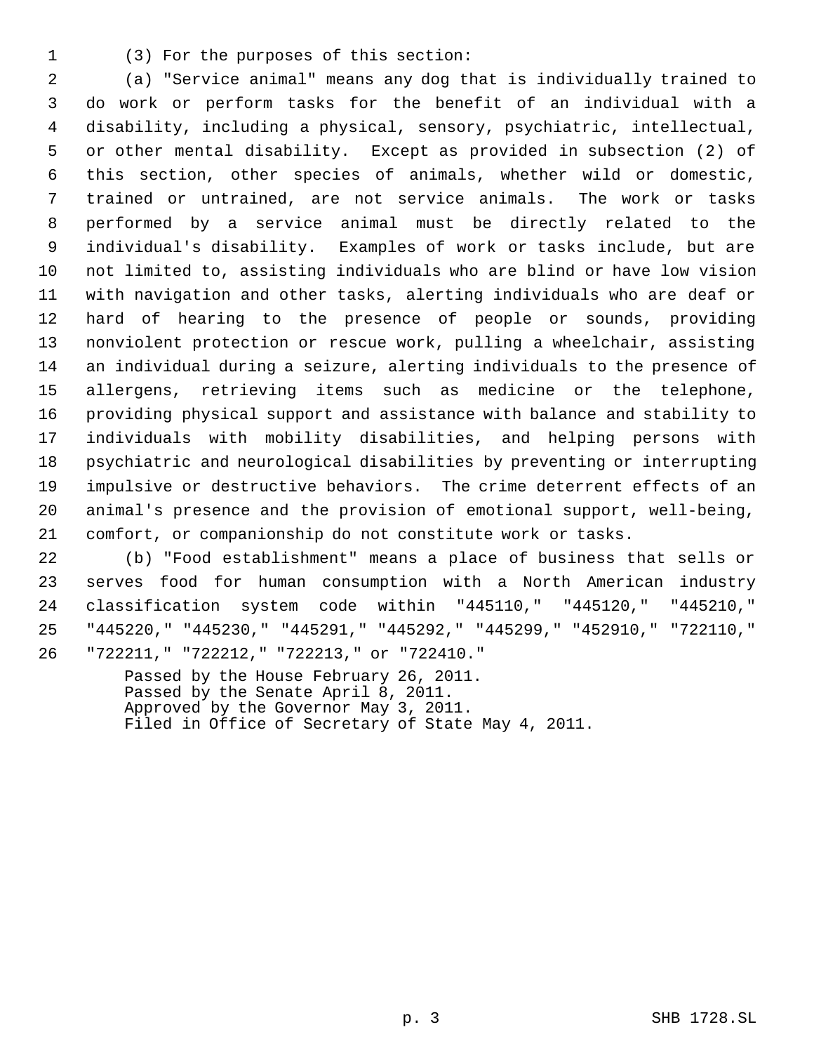(3) For the purposes of this section:

(a) "Service animal" means any dog that is individually trained to do work or perform tasks for the benefit of an individual with a disability, including a physical, sensory, psychiatric, intellectual, or other mental disability. Except as provided in subsection (2) of this section, other species of animals, whether wild or domestic, trained or untrained, are not service animals. The work or tasks performed by a service animal must be directly related to the individual's disability. Examples of work or tasks include, but are not limited to, assisting individuals who are blind or have low vision with navigation and other tasks, alerting individuals who are deaf or hard of hearing to the presence of people or sounds, providing nonviolent protection or rescue work, pulling a wheelchair, assisting an individual during a seizure, alerting individuals to the presence of allergens, retrieving items such as medicine or the telephone, providing physical support and assistance with balance and stability to individuals with mobility disabilities, and helping persons with psychiatric and neurological disabilities by preventing or interrupting impulsive or destructive behaviors. The crime deterrent effects of an animal's presence and the provision of emotional support, well-being, comfort, or companionship do not constitute work or tasks.

(b) "Food establishment" means a place of business that sells or serves food for human consumption with a North American industry classification system code within "445110," "445120," "445210," "445220," "445230," "445291," "445292," "445299," "452910," "722110," "722211," "722212," "722213," or "722410."

Passed by the House February 26, 2011.
Passed by the Senate April 8, 2011.
Approved by the Governor May 3, 2011.
Filed in Office of Secretary of State May 4, 2011.